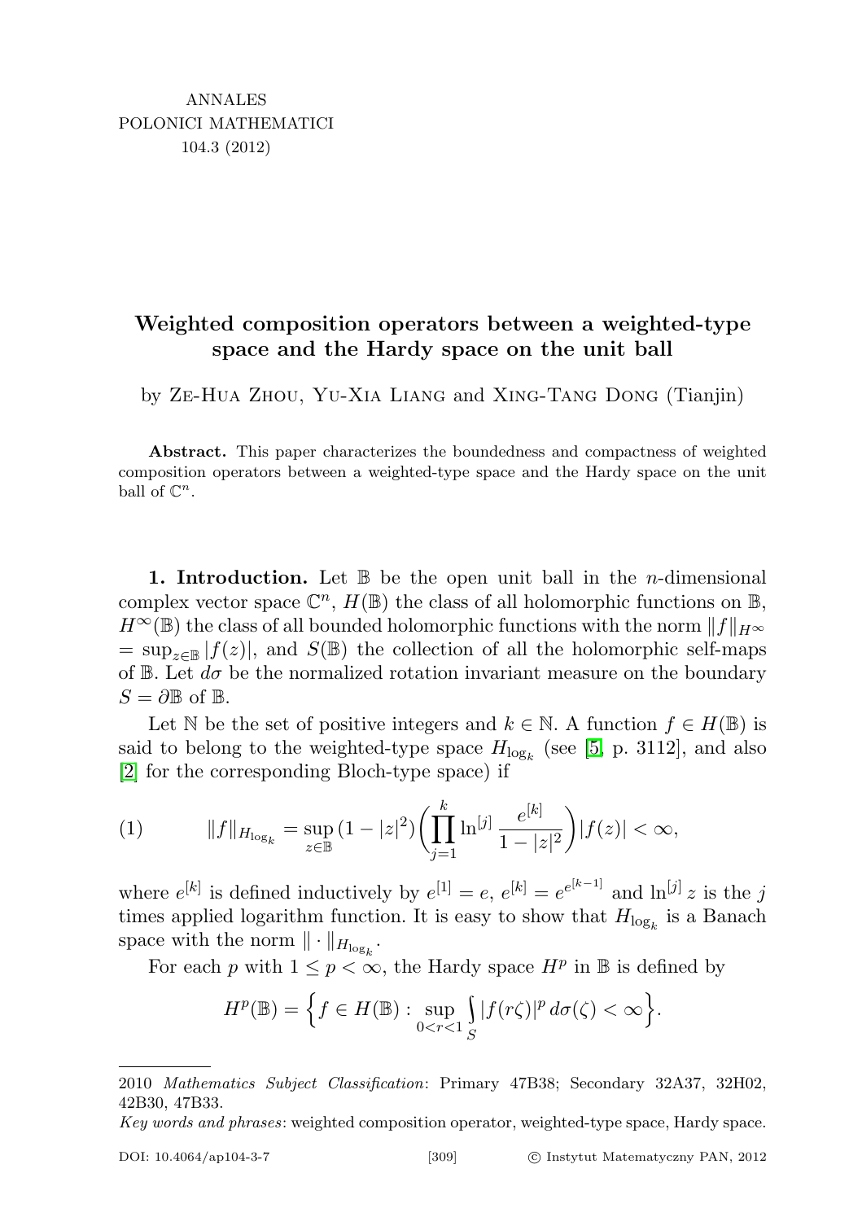ANNALES
POLONICI MATHEMATICI
104.3 (2012)

# Weighted composition operators between a weighted-type space and the Hardy space on the unit ball

by Ze-Hua Zhou, Yu-Xia Liang and Xing-Tang Dong (Tianjin)

**Abstract.** This paper characterizes the boundedness and compactness of weighted composition operators between a weighted-type space and the Hardy space on the unit ball of $\mathbb{C}^n$.

**1. Introduction.** Let $\mathbb{B}$ be the open unit ball in the $n$-dimensional complex vector space $\mathbb{C}^n$, $H(\mathbb{B})$ the class of all holomorphic functions on $\mathbb{B}$, $H^\infty(\mathbb{B})$ the class of all bounded holomorphic functions with the norm $\|f\|_{H^\infty} = \sup_{z\in\mathbb{B}} |f(z)|$, and $S(\mathbb{B})$ the collection of all the holomorphic self-maps of $\mathbb{B}$. Let $d\sigma$ be the normalized rotation invariant measure on the boundary $S = \partial\mathbb{B}$ of $\mathbb{B}$.

Let $\mathbb{N}$ be the set of positive integers and $k \in \mathbb{N}$. A function $f \in H(\mathbb{B})$ is said to belong to the weighted-type space $H_{\log_k}$ (see [5, p. 3112], and also [2] for the corresponding Bloch-type space) if

$$\|f\|_{H_{\log_k}} = \sup_{z\in\mathbb{B}} (1-|z|^2)\Big(\prod_{j=1}^{k} \ln^{[j]} \frac{e^{[k]}}{1-|z|^2}\Big)|f(z)| < \infty, \tag{1}$$

where $e^{[k]}$ is defined inductively by $e^{[1]} = e$, $e^{[k]} = e^{e^{[k-1]}}$ and $\ln^{[j]} z$ is the $j$ times applied logarithm function. It is easy to show that $H_{\log_k}$ is a Banach space with the norm $\|\cdot\|_{H_{\log_k}}$.

For each $p$ with $1 \le p < \infty$, the Hardy space $H^p$ in $\mathbb{B}$ is defined by

$$H^p(\mathbb{B}) = \Big\{ f \in H(\mathbb{B}) : \sup_{0<r<1} \int_S |f(r\zeta)|^p \, d\sigma(\zeta) < \infty \Big\}.$$

2010 *Mathematics Subject Classification*: Primary 47B38; Secondary 32A37, 32H02, 42B30, 47B33.

*Key words and phrases*: weighted composition operator, weighted-type space, Hardy space.

DOI: 10.4064/ap104-3-7 © Instytut Matematyczny PAN, 2012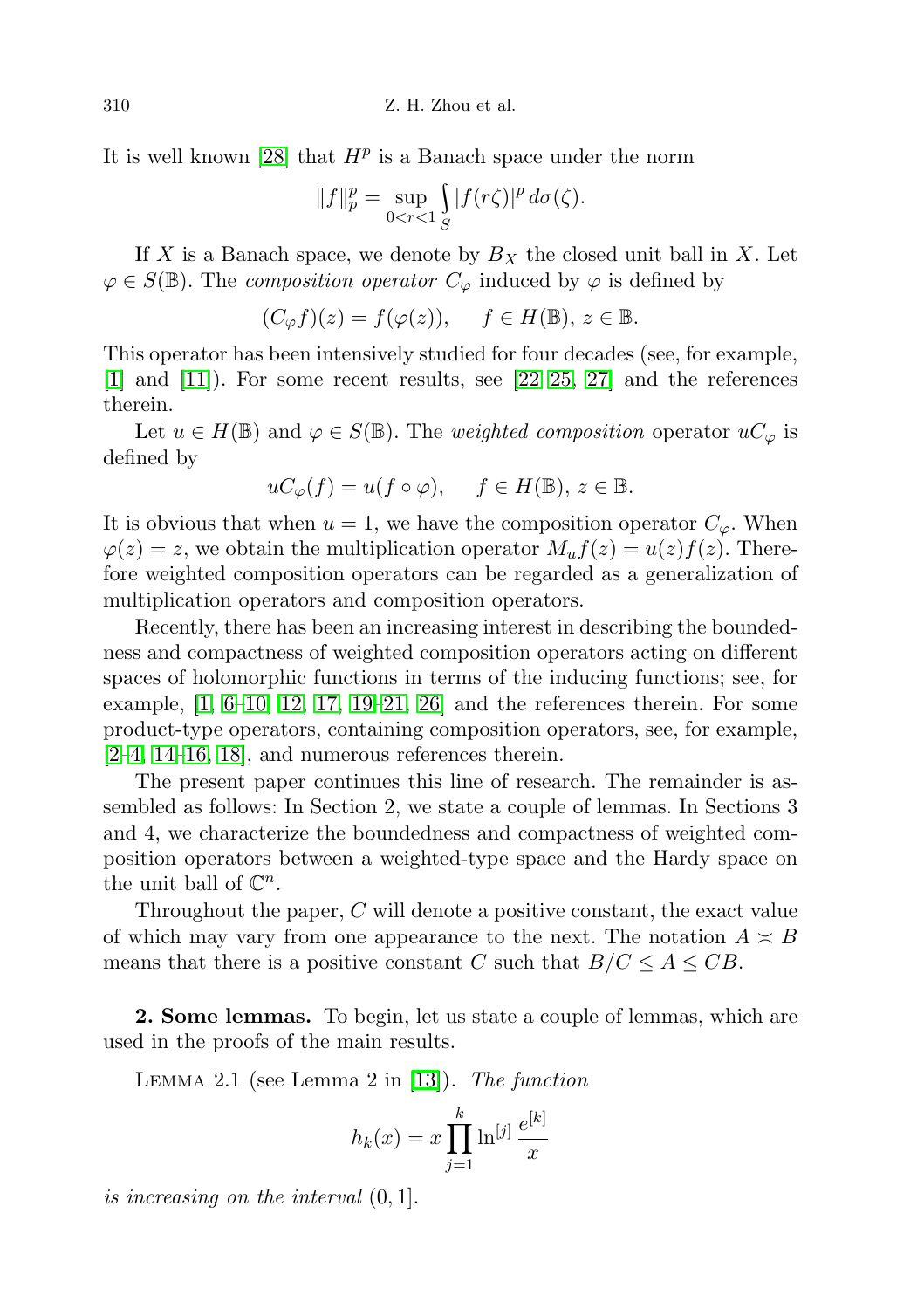It is well known [28] that $H^p$ is a Banach space under the norm

$$\|f\|_p^p = \sup_{0<r<1} \int_S |f(r\zeta)|^p \, d\sigma(\zeta).$$

If $X$ is a Banach space, we denote by $B_X$ the closed unit ball in $X$. Let $\varphi \in S(\mathbb{B})$. The *composition operator* $C_\varphi$ induced by $\varphi$ is defined by

$$(C_\varphi f)(z) = f(\varphi(z)), \quad f \in H(\mathbb{B}),\, z \in \mathbb{B}.$$

This operator has been intensively studied for four decades (see, for example, [1] and [11]). For some recent results, see [22–25, 27] and the references therein.

Let $u \in H(\mathbb{B})$ and $\varphi \in S(\mathbb{B})$. The *weighted composition* operator $uC_\varphi$ is defined by

$$uC_\varphi(f) = u(f \circ \varphi), \quad f \in H(\mathbb{B}),\, z \in \mathbb{B}.$$

It is obvious that when $u = 1$, we have the composition operator $C_\varphi$. When $\varphi(z) = z$, we obtain the multiplication operator $M_u f(z) = u(z)f(z)$. Therefore weighted composition operators can be regarded as a generalization of multiplication operators and composition operators.

Recently, there has been an increasing interest in describing the boundedness and compactness of weighted composition operators acting on different spaces of holomorphic functions in terms of the inducing functions; see, for example, [1, 6–10, 12, 17, 19–21, 26] and the references therein. For some product-type operators, containing composition operators, see, for example, [2–4, 14–16, 18], and numerous references therein.

The present paper continues this line of research. The remainder is assembled as follows: In Section 2, we state a couple of lemmas. In Sections 3 and 4, we characterize the boundedness and compactness of weighted composition operators between a weighted-type space and the Hardy space on the unit ball of $\mathbb{C}^n$.

Throughout the paper, $C$ will denote a positive constant, the exact value of which may vary from one appearance to the next. The notation $A \asymp B$ means that there is a positive constant $C$ such that $B/C \le A \le CB$.

**2. Some lemmas.** To begin, let us state a couple of lemmas, which are used in the proofs of the main results.

Lemma 2.1 (see Lemma 2 in [13]). *The function*

$$h_k(x) = x \prod_{j=1}^{k} \ln^{[j]} \frac{e^{[k]}}{x}$$

*is increasing on the interval* $(0, 1]$.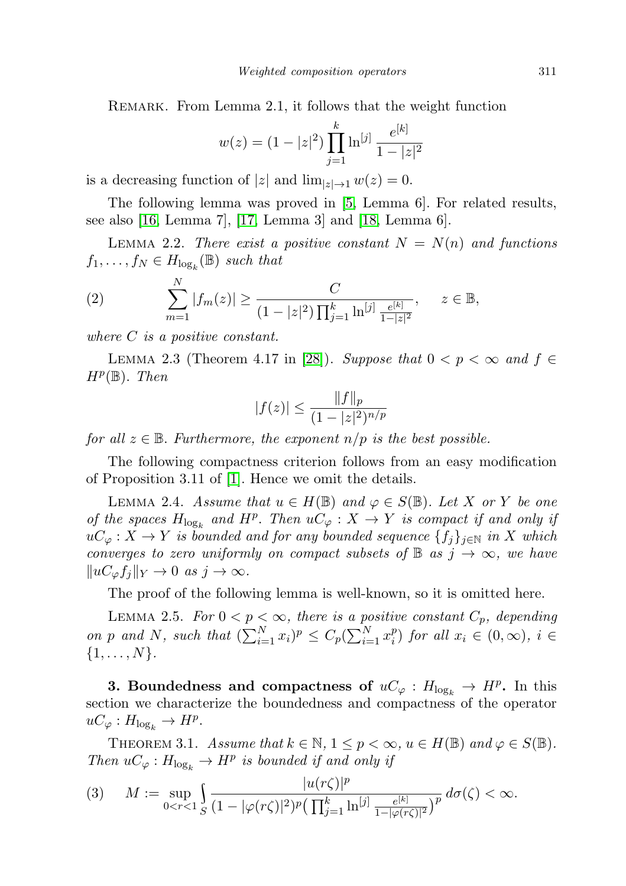Remark. From Lemma 2.1, it follows that the weight function

$$w(z) = (1 - |z|^2) \prod_{j=1}^{k} \ln^{[j]} \frac{e^{[k]}}{1 - |z|^2}$$

is a decreasing function of $|z|$ and $\lim_{|z| \to 1} w(z) = 0$.

The following lemma was proved in [5, Lemma 6]. For related results, see also [16, Lemma 7], [17, Lemma 3] and [18, Lemma 6].

Lemma 2.2. *There exist a positive constant $N = N(n)$ and functions $f_1, \ldots, f_N \in H_{\log_k}(\mathbb{B})$ such that*

$$\sum_{m=1}^{N} |f_m(z)| \geq \frac{C}{(1 - |z|^2) \prod_{j=1}^{k} \ln^{[j]} \frac{e^{[k]}}{1 - |z|^2}}, \quad z \in \mathbb{B}, \tag{2}$$

*where $C$ is a positive constant.*

Lemma 2.3 (Theorem 4.17 in [28]). *Suppose that $0 < p < \infty$ and $f \in H^p(\mathbb{B})$. Then*

$$|f(z)| \leq \frac{\|f\|_p}{(1 - |z|^2)^{n/p}}$$

*for all $z \in \mathbb{B}$. Furthermore, the exponent $n/p$ is the best possible.*

The following compactness criterion follows from an easy modification of Proposition 3.11 of [1]. Hence we omit the details.

Lemma 2.4. *Assume that $u \in H(\mathbb{B})$ and $\varphi \in S(\mathbb{B})$. Let $X$ or $Y$ be one of the spaces $H_{\log_k}$ and $H^p$. Then $uC_\varphi : X \to Y$ is compact if and only if $uC_\varphi : X \to Y$ is bounded and for any bounded sequence $\{f_j\}_{j \in \mathbb{N}}$ in $X$ which converges to zero uniformly on compact subsets of $\mathbb{B}$ as $j \to \infty$, we have $\|uC_\varphi f_j\|_Y \to 0$ as $j \to \infty$.*

The proof of the following lemma is well-known, so it is omitted here.

Lemma 2.5. *For $0 < p < \infty$, there is a positive constant $C_p$, depending on $p$ and $N$, such that $(\sum_{i=1}^{N} x_i)^p \leq C_p(\sum_{i=1}^{N} x_i^p)$ for all $x_i \in (0, \infty)$, $i \in \{1, \ldots, N\}$.*

**3. Boundedness and compactness of $uC_\varphi : H_{\log_k} \to H^p$.** In this section we characterize the boundedness and compactness of the operator $uC_\varphi : H_{\log_k} \to H^p$.

Theorem 3.1. *Assume that $k \in \mathbb{N}$, $1 \leq p < \infty$, $u \in H(\mathbb{B})$ and $\varphi \in S(\mathbb{B})$. Then $uC_\varphi : H_{\log_k} \to H^p$ is bounded if and only if*

$$M := \sup_{0<r<1} \int_S \frac{|u(r\zeta)|^p}{(1 - |\varphi(r\zeta)|^2)^p \big(\prod_{j=1}^{k} \ln^{[j]} \frac{e^{[k]}}{1 - |\varphi(r\zeta)|^2}\big)^p} \, d\sigma(\zeta) < \infty. \tag{3}$$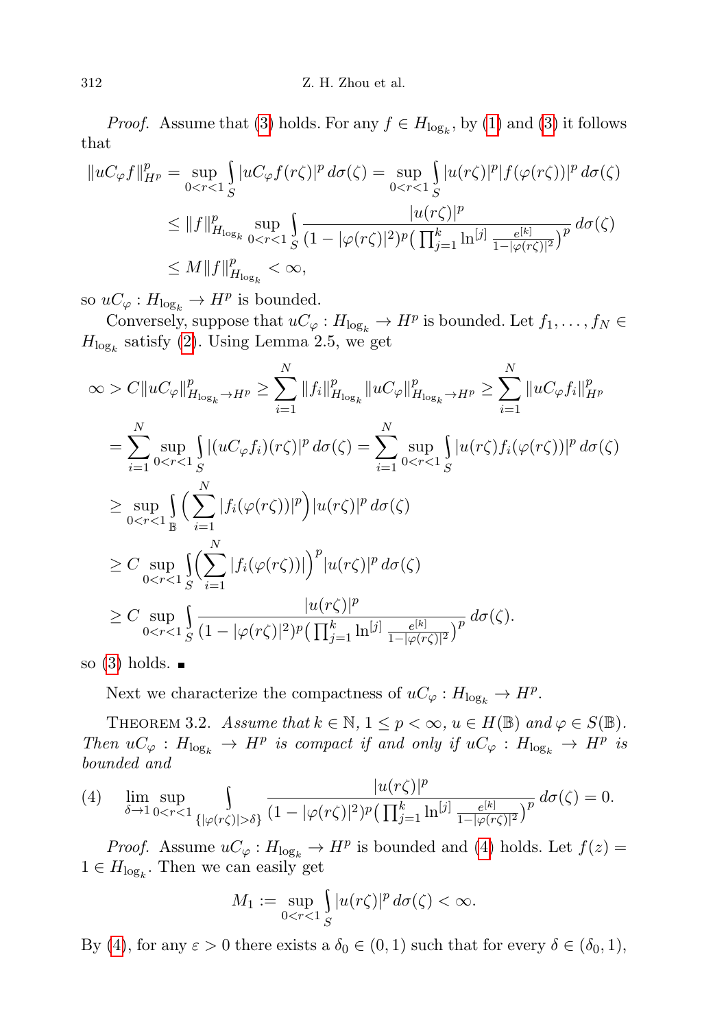*Proof.* Assume that (3) holds. For any $f \in H_{\log_k}$, by (1) and (3) it follows that

$$
\begin{aligned}
\|uC_\varphi f\|_{H^p}^p &= \sup_{0<r<1} \int_S |uC_\varphi f(r\zeta)|^p \, d\sigma(\zeta) = \sup_{0<r<1} \int_S |u(r\zeta)|^p |f(\varphi(r\zeta))|^p \, d\sigma(\zeta) \\
&\le \|f\|_{H_{\log_k}}^p \sup_{0<r<1} \int_S \frac{|u(r\zeta)|^p}{(1-|\varphi(r\zeta)|^2)^p \big( \prod_{j=1}^k \ln^{[j]} \frac{e^{[k]}}{1-|\varphi(r\zeta)|^2} \big)^p} \, d\sigma(\zeta) \\
&\le M \|f\|_{H_{\log_k}}^p < \infty,
\end{aligned}
$$

so $uC_\varphi : H_{\log_k} \to H^p$ is bounded.

Conversely, suppose that $uC_\varphi : H_{\log_k} \to H^p$ is bounded. Let $f_1, \ldots, f_N \in H_{\log_k}$ satisfy (2). Using Lemma 2.5, we get

$$
\begin{aligned}
\infty &> C\|uC_\varphi\|_{H_{\log_k} \to H^p}^p \ge \sum_{i=1}^N \|f_i\|_{H_{\log_k}}^p \|uC_\varphi\|_{H_{\log_k} \to H^p}^p \ge \sum_{i=1}^N \|uC_\varphi f_i\|_{H^p}^p \\
&= \sum_{i=1}^N \sup_{0<r<1} \int_S |(uC_\varphi f_i)(r\zeta)|^p \, d\sigma(\zeta) = \sum_{i=1}^N \sup_{0<r<1} \int_S |u(r\zeta) f_i(\varphi(r\zeta))|^p \, d\sigma(\zeta) \\
&\ge \sup_{0<r<1} \int_{\mathbb{B}} \Big( \sum_{i=1}^N |f_i(\varphi(r\zeta))|^p \Big) |u(r\zeta)|^p \, d\sigma(\zeta) \\
&\ge C \sup_{0<r<1} \int_S \Big( \sum_{i=1}^N |f_i(\varphi(r\zeta))| \Big)^p |u(r\zeta)|^p \, d\sigma(\zeta) \\
&\ge C \sup_{0<r<1} \int_S \frac{|u(r\zeta)|^p}{(1-|\varphi(r\zeta)|^2)^p \big( \prod_{j=1}^k \ln^{[j]} \frac{e^{[k]}}{1-|\varphi(r\zeta)|^2} \big)^p} \, d\sigma(\zeta).
\end{aligned}
$$

so (3) holds. ∎

Next we characterize the compactness of $uC_\varphi : H_{\log_k} \to H^p$.

THEOREM 3.2. *Assume that $k \in \mathbb{N}$, $1 \le p < \infty$, $u \in H(\mathbb{B})$ and $\varphi \in S(\mathbb{B})$. Then $uC_\varphi : H_{\log_k} \to H^p$ is compact if and only if $uC_\varphi : H_{\log_k} \to H^p$ is bounded and*

$$
(4) \qquad \lim_{\delta \to 1} \sup_{0<r<1} \int_{\{|\varphi(r\zeta)| > \delta\}} \frac{|u(r\zeta)|^p}{(1-|\varphi(r\zeta)|^2)^p \big( \prod_{j=1}^k \ln^{[j]} \frac{e^{[k]}}{1-|\varphi(r\zeta)|^2} \big)^p} \, d\sigma(\zeta) = 0.
$$

*Proof.* Assume $uC_\varphi : H_{\log_k} \to H^p$ is bounded and (4) holds. Let $f(z) = 1 \in H_{\log_k}$. Then we can easily get

$$
M_1 := \sup_{0<r<1} \int_S |u(r\zeta)|^p \, d\sigma(\zeta) < \infty.
$$

By (4), for any $\varepsilon > 0$ there exists a $\delta_0 \in (0,1)$ such that for every $\delta \in (\delta_0, 1)$,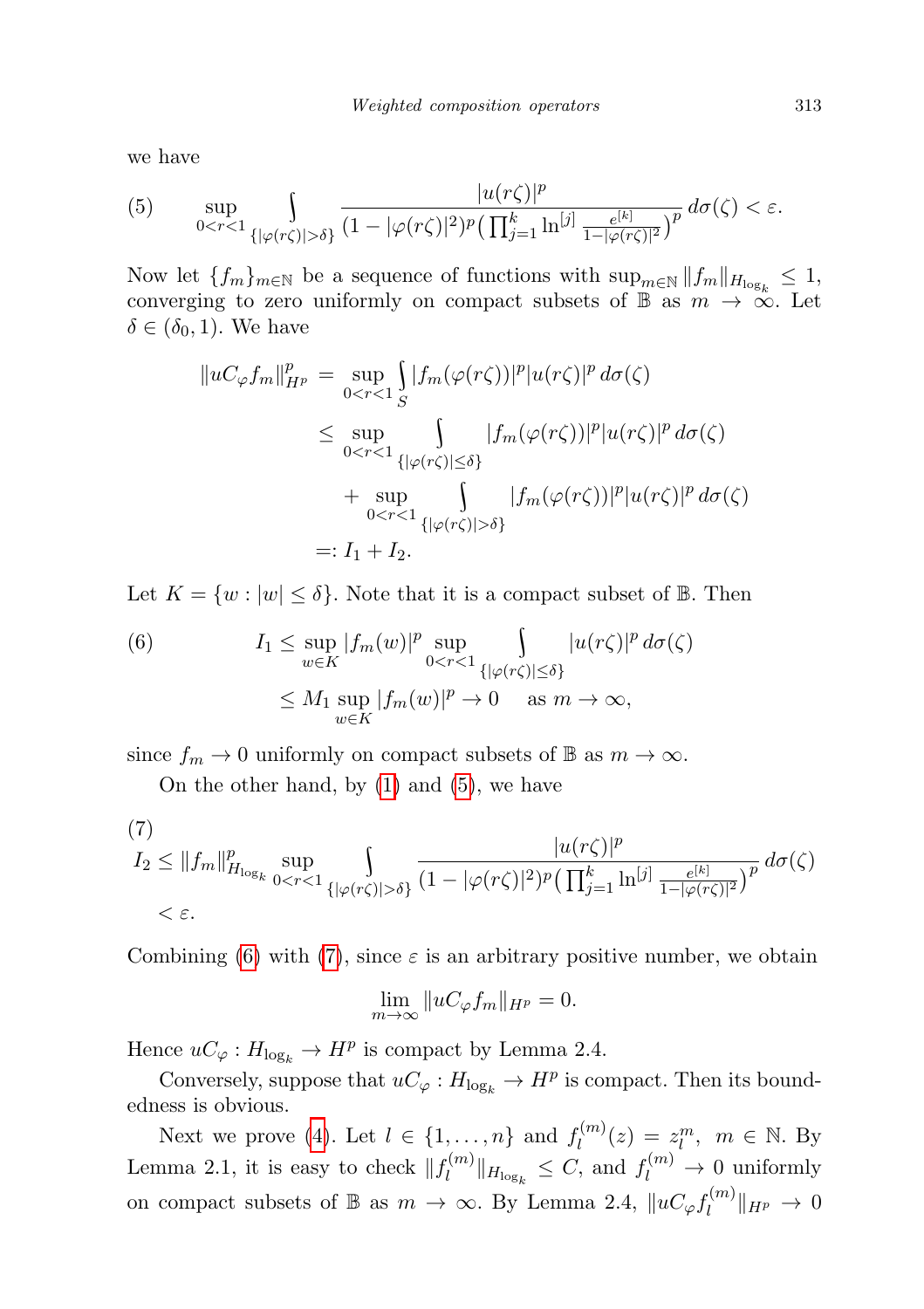we have

$$\sup_{0<r<1} \int_{\{|\varphi(r\zeta)|>\delta\}} \frac{|u(r\zeta)|^p}{(1-|\varphi(r\zeta)|^2)^p \big(\prod_{j=1}^k \ln^{[j]} \frac{e^{[k]}}{1-|\varphi(r\zeta)|^2}\big)^p} \, d\sigma(\zeta) < \varepsilon. \tag{5}$$

Now let $\{f_m\}_{m\in\mathbb{N}}$ be a sequence of functions with $\sup_{m\in\mathbb{N}} \|f_m\|_{H_{\log_k}} \le 1$, converging to zero uniformly on compact subsets of $\mathbb{B}$ as $m \to \infty$. Let $\delta \in (\delta_0, 1)$. We have

$$\begin{aligned}
\|uC_\varphi f_m\|_{H^p}^p &= \sup_{0<r<1} \int_S |f_m(\varphi(r\zeta))|^p |u(r\zeta)|^p \, d\sigma(\zeta) \\
&\le \sup_{0<r<1} \int_{\{|\varphi(r\zeta)|\le\delta\}} |f_m(\varphi(r\zeta))|^p |u(r\zeta)|^p \, d\sigma(\zeta) \\
&\quad + \sup_{0<r<1} \int_{\{|\varphi(r\zeta)|>\delta\}} |f_m(\varphi(r\zeta))|^p |u(r\zeta)|^p \, d\sigma(\zeta) \\
&=: I_1 + I_2.
\end{aligned}$$

Let $K = \{w : |w| \le \delta\}$. Note that it is a compact subset of $\mathbb{B}$. Then

$$\begin{aligned}
I_1 &\le \sup_{w\in K} |f_m(w)|^p \sup_{0<r<1} \int_{\{|\varphi(r\zeta)|\le\delta\}} |u(r\zeta)|^p \, d\sigma(\zeta) \\
&\le M_1 \sup_{w\in K} |f_m(w)|^p \to 0 \quad \text{as } m \to \infty,
\end{aligned} \tag{6}$$

since $f_m \to 0$ uniformly on compact subsets of $\mathbb{B}$ as $m \to \infty$.

On the other hand, by (1) and (5), we have

$$\begin{aligned}
I_2 &\le \|f_m\|_{H_{\log_k}}^p \sup_{0<r<1} \int_{\{|\varphi(r\zeta)|>\delta\}} \frac{|u(r\zeta)|^p}{(1-|\varphi(r\zeta)|^2)^p \big(\prod_{j=1}^k \ln^{[j]} \frac{e^{[k]}}{1-|\varphi(r\zeta)|^2}\big)^p} \, d\sigma(\zeta) \\
&< \varepsilon.
\end{aligned} \tag{7}$$

Combining (6) with (7), since $\varepsilon$ is an arbitrary positive number, we obtain

$$\lim_{m\to\infty} \|uC_\varphi f_m\|_{H^p} = 0.$$

Hence $uC_\varphi : H_{\log_k} \to H^p$ is compact by Lemma 2.4.

Conversely, suppose that $uC_\varphi : H_{\log_k} \to H^p$ is compact. Then its boundedness is obvious.

Next we prove (4). Let $l \in \{1, \dots, n\}$ and $f_l^{(m)}(z) = z_l^m$, $m \in \mathbb{N}$. By Lemma 2.1, it is easy to check $\|f_l^{(m)}\|_{H_{\log_k}} \le C$, and $f_l^{(m)} \to 0$ uniformly on compact subsets of $\mathbb{B}$ as $m \to \infty$. By Lemma 2.4, $\|uC_\varphi f_l^{(m)}\|_{H^p} \to 0$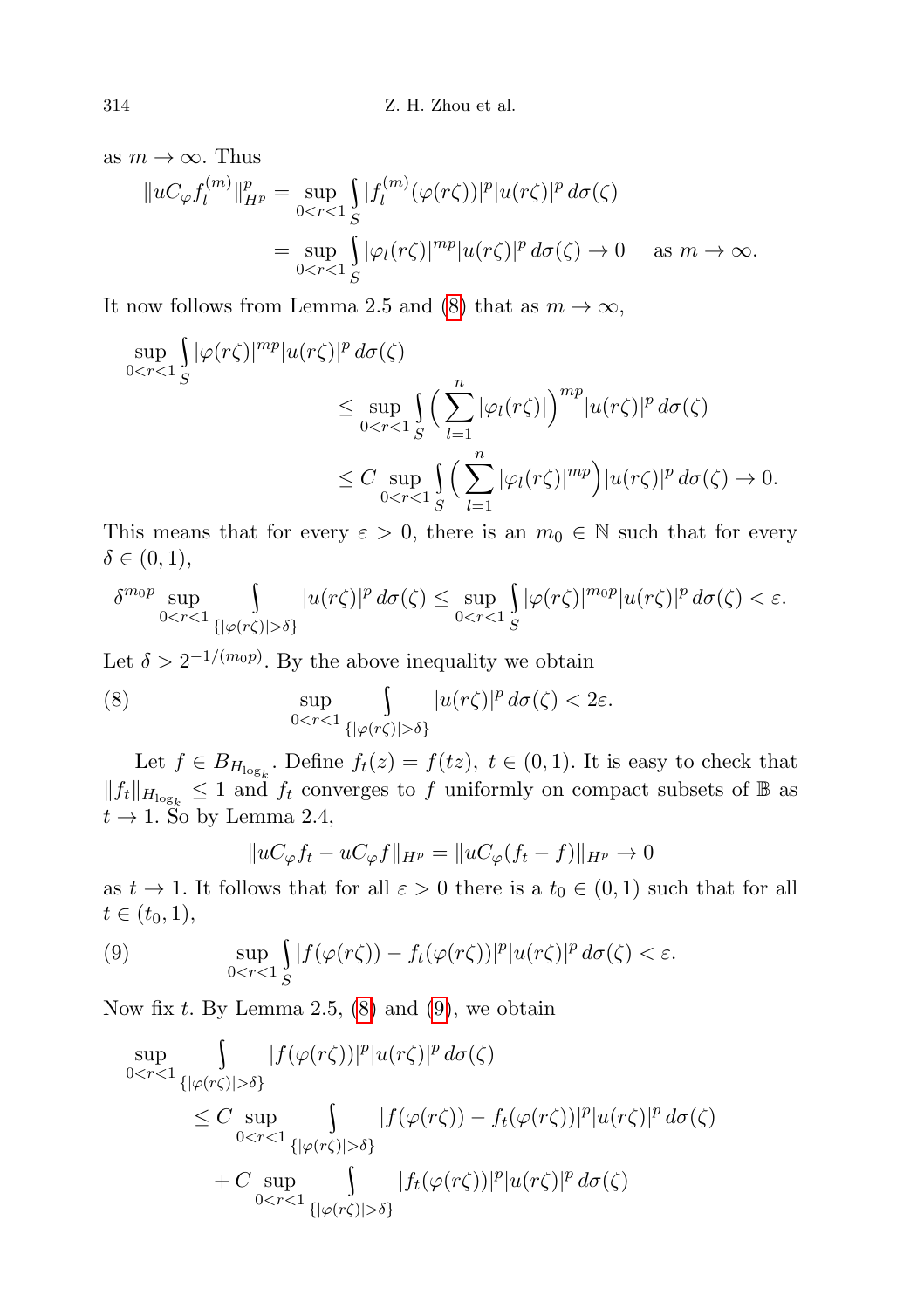as $m \to \infty$. Thus

$$\|uC_\varphi f_l^{(m)}\|_{H^p}^p = \sup_{0<r<1} \int_S |f_l^{(m)}(\varphi(r\zeta))|^p |u(r\zeta)|^p \, d\sigma(\zeta)$$
$$= \sup_{0<r<1} \int_S |\varphi_l(r\zeta)|^{mp} |u(r\zeta)|^p \, d\sigma(\zeta) \to 0 \quad \text{ as } m \to \infty.$$

It now follows from Lemma 2.5 and (8) that as $m \to \infty$,

$$\sup_{0<r<1} \int_S |\varphi(r\zeta)|^{mp} |u(r\zeta)|^p \, d\sigma(\zeta)$$
$$\le \sup_{0<r<1} \int_S \Big( \sum_{l=1}^n |\varphi_l(r\zeta)| \Big)^{mp} |u(r\zeta)|^p \, d\sigma(\zeta)$$
$$\le C \sup_{0<r<1} \int_S \Big( \sum_{l=1}^n |\varphi_l(r\zeta)|^{mp} \Big) |u(r\zeta)|^p \, d\sigma(\zeta) \to 0.$$

This means that for every $\varepsilon > 0$, there is an $m_0 \in \mathbb{N}$ such that for every $\delta \in (0,1)$,

$$\delta^{m_0 p} \sup_{0<r<1} \int_{\{|\varphi(r\zeta)|>\delta\}} |u(r\zeta)|^p \, d\sigma(\zeta) \le \sup_{0<r<1} \int_S |\varphi(r\zeta)|^{m_0 p} |u(r\zeta)|^p \, d\sigma(\zeta) < \varepsilon.$$

Let $\delta > 2^{-1/(m_0 p)}$. By the above inequality we obtain

$$\sup_{0<r<1} \int_{\{|\varphi(r\zeta)|>\delta\}} |u(r\zeta)|^p \, d\sigma(\zeta) < 2\varepsilon. \tag{8}$$

Let $f \in B_{H_{\log_k}}$. Define $f_t(z) = f(tz)$, $t \in (0,1)$. It is easy to check that $\|f_t\|_{H_{\log_k}} \le 1$ and $f_t$ converges to $f$ uniformly on compact subsets of $\mathbb{B}$ as $t \to 1$. So by Lemma 2.4,

$$\|uC_\varphi f_t - uC_\varphi f\|_{H^p} = \|uC_\varphi(f_t - f)\|_{H^p} \to 0$$

as $t \to 1$. It follows that for all $\varepsilon > 0$ there is a $t_0 \in (0,1)$ such that for all $t \in (t_0, 1)$,

$$\sup_{0<r<1} \int_S |f(\varphi(r\zeta)) - f_t(\varphi(r\zeta))|^p |u(r\zeta)|^p \, d\sigma(\zeta) < \varepsilon. \tag{9}$$

Now fix $t$. By Lemma 2.5, (8) and (9), we obtain

$$\sup_{0<r<1} \int_{\{|\varphi(r\zeta)|>\delta\}} |f(\varphi(r\zeta))|^p |u(r\zeta)|^p \, d\sigma(\zeta)$$
$$\le C \sup_{0<r<1} \int_{\{|\varphi(r\zeta)|>\delta\}} |f(\varphi(r\zeta)) - f_t(\varphi(r\zeta))|^p |u(r\zeta)|^p \, d\sigma(\zeta)$$
$$+ C \sup_{0<r<1} \int_{\{|\varphi(r\zeta)|>\delta\}} |f_t(\varphi(r\zeta))|^p |u(r\zeta)|^p \, d\sigma(\zeta)$$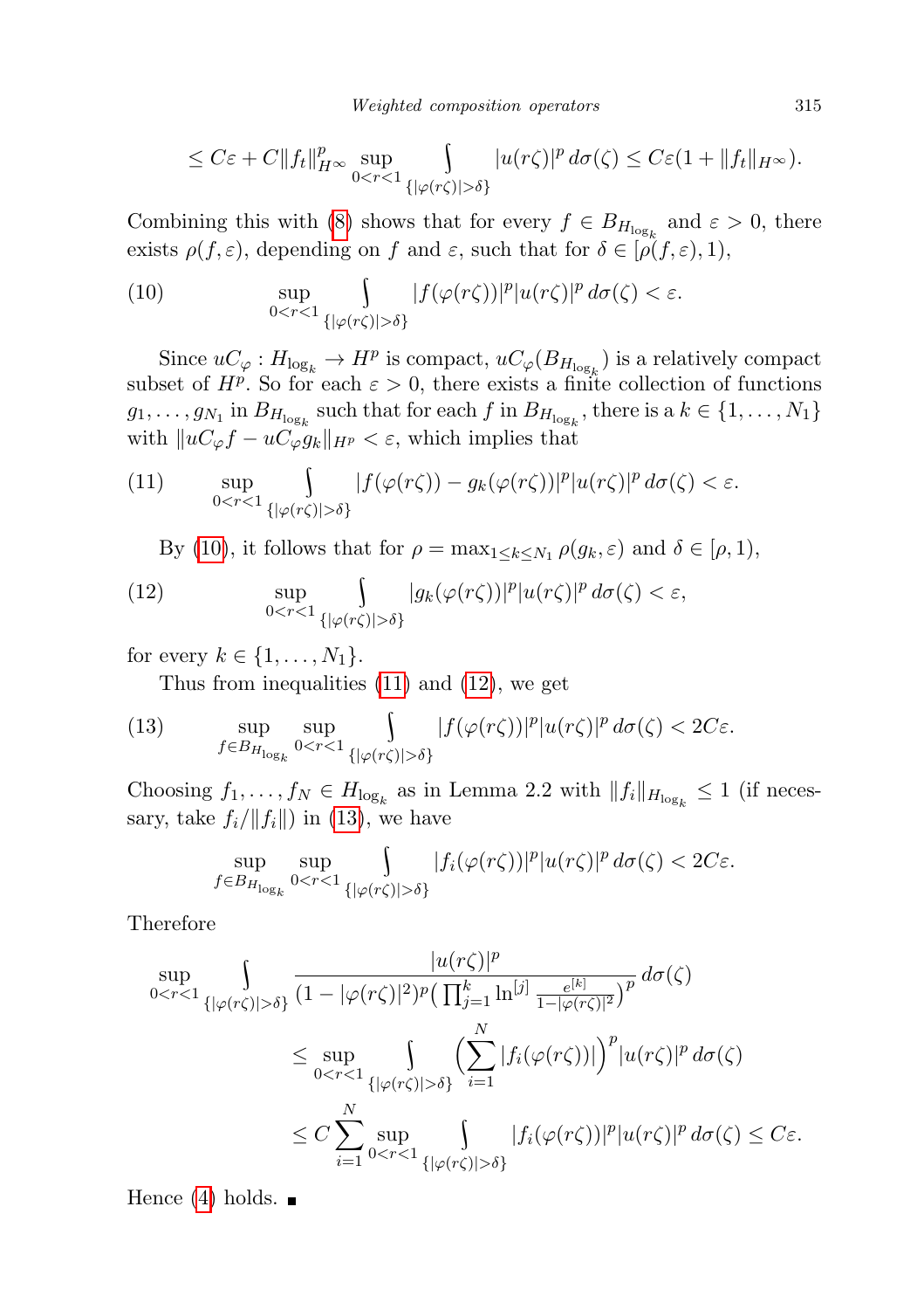$$\leq C\varepsilon + C\|f_t\|_{H^\infty}^p \sup_{0<r<1} \int_{\{|\varphi(r\zeta)|>\delta\}} |u(r\zeta)|^p \, d\sigma(\zeta) \leq C\varepsilon(1 + \|f_t\|_{H^\infty}).$$

Combining this with (8) shows that for every $f \in B_{H_{\log_k}}$ and $\varepsilon > 0$, there exists $\rho(f, \varepsilon)$, depending on $f$ and $\varepsilon$, such that for $\delta \in [\rho(f, \varepsilon), 1)$,

$$\sup_{0<r<1} \int_{\{|\varphi(r\zeta)|>\delta\}} |f(\varphi(r\zeta))|^p |u(r\zeta)|^p \, d\sigma(\zeta) < \varepsilon. \tag{10}$$

Since $uC_\varphi : H_{\log_k} \to H^p$ is compact, $uC_\varphi(B_{H_{\log_k}})$ is a relatively compact subset of $H^p$. So for each $\varepsilon > 0$, there exists a finite collection of functions $g_1, \ldots, g_{N_1}$ in $B_{H_{\log_k}}$ such that for each $f$ in $B_{H_{\log_k}}$, there is a $k \in \{1, \ldots, N_1\}$ with $\|uC_\varphi f - uC_\varphi g_k\|_{H^p} < \varepsilon$, which implies that

$$\sup_{0<r<1} \int_{\{|\varphi(r\zeta)|>\delta\}} |f(\varphi(r\zeta)) - g_k(\varphi(r\zeta))|^p |u(r\zeta)|^p \, d\sigma(\zeta) < \varepsilon. \tag{11}$$

By (10), it follows that for $\rho = \max_{1 \leq k \leq N_1} \rho(g_k, \varepsilon)$ and $\delta \in [\rho, 1)$,

$$\sup_{0<r<1} \int_{\{|\varphi(r\zeta)|>\delta\}} |g_k(\varphi(r\zeta))|^p |u(r\zeta)|^p \, d\sigma(\zeta) < \varepsilon, \tag{12}$$

for every $k \in \{1, \ldots, N_1\}$.

Thus from inequalities (11) and (12), we get

$$\sup_{f \in B_{H_{\log_k}}} \sup_{0<r<1} \int_{\{|\varphi(r\zeta)|>\delta\}} |f(\varphi(r\zeta))|^p |u(r\zeta)|^p \, d\sigma(\zeta) < 2C\varepsilon. \tag{13}$$

Choosing $f_1, \ldots, f_N \in H_{\log_k}$ as in Lemma 2.2 with $\|f_i\|_{H_{\log_k}} \leq 1$ (if necessary, take $f_i/\|f_i\|$) in (13), we have

$$\sup_{f \in B_{H_{\log_k}}} \sup_{0<r<1} \int_{\{|\varphi(r\zeta)|>\delta\}} |f_i(\varphi(r\zeta))|^p |u(r\zeta)|^p \, d\sigma(\zeta) < 2C\varepsilon.$$

Therefore

$$\begin{aligned}
\sup_{0<r<1} \int_{\{|\varphi(r\zeta)|>\delta\}} & \frac{|u(r\zeta)|^p}{(1 - |\varphi(r\zeta)|^2)^p \big(\prod_{j=1}^k \ln^{[j]} \frac{e^{[k]}}{1 - |\varphi(r\zeta)|^2}\big)^p} \, d\sigma(\zeta) \\
&\leq \sup_{0<r<1} \int_{\{|\varphi(r\zeta)|>\delta\}} \Big( \sum_{i=1}^N |f_i(\varphi(r\zeta))| \Big)^p |u(r\zeta)|^p \, d\sigma(\zeta) \\
&\leq C \sum_{i=1}^N \sup_{0<r<1} \int_{\{|\varphi(r\zeta)|>\delta\}} |f_i(\varphi(r\zeta))|^p |u(r\zeta)|^p \, d\sigma(\zeta) \leq C\varepsilon.
\end{aligned}$$

Hence (4) holds. ∎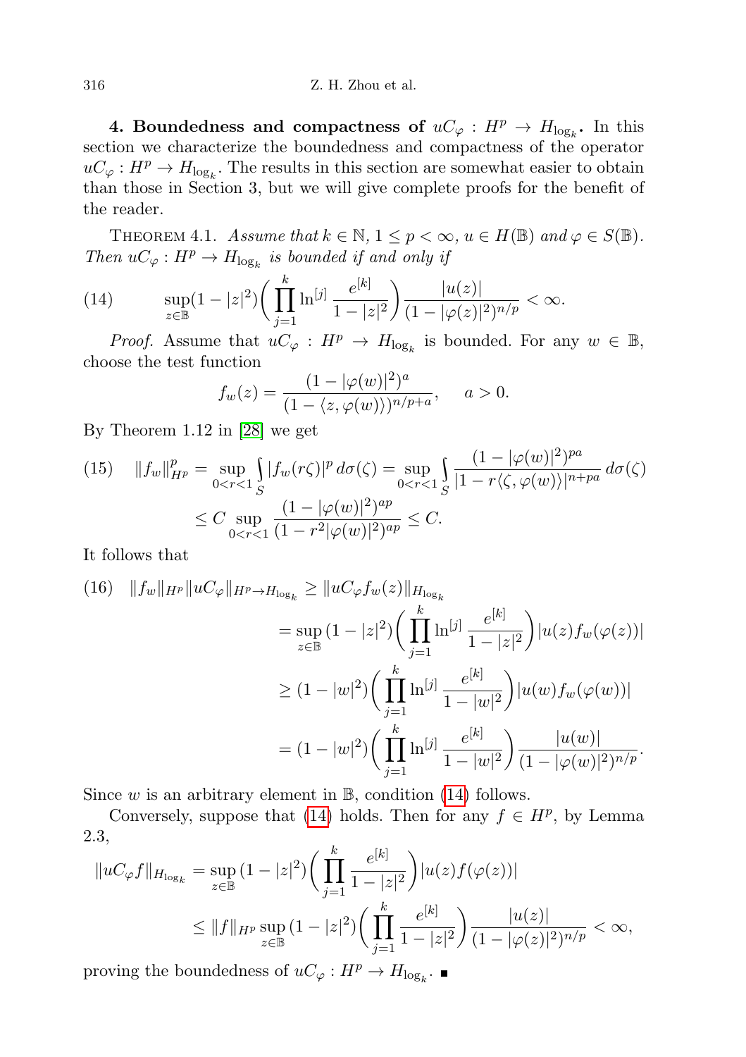**4. Boundedness and compactness of $uC_\varphi : H^p \to H_{\log_k}$.** In this section we characterize the boundedness and compactness of the operator $uC_\varphi : H^p \to H_{\log_k}$. The results in this section are somewhat easier to obtain than those in Section 3, but we will give complete proofs for the benefit of the reader.

Theorem 4.1. *Assume that $k \in \mathbb{N}$, $1 \le p < \infty$, $u \in H(\mathbb{B})$ and $\varphi \in S(\mathbb{B})$. Then $uC_\varphi : H^p \to H_{\log_k}$ is bounded if and only if*

$$\sup_{z\in\mathbb{B}}(1-|z|^2)\bigg(\prod_{j=1}^{k}\ln^{[j]}\frac{e^{[k]}}{1-|z|^2}\bigg)\frac{|u(z)|}{(1-|\varphi(z)|^2)^{n/p}} < \infty. \tag{14}$$

*Proof.* Assume that $uC_\varphi : H^p \to H_{\log_k}$ is bounded. For any $w \in \mathbb{B}$, choose the test function

$$f_w(z) = \frac{(1-|\varphi(w)|^2)^a}{(1-\langle z,\varphi(w)\rangle)^{n/p+a}}, \qquad a>0.$$

By Theorem 1.12 in [28] we get

$$\begin{aligned}
\|f_w\|_{H^p}^p &= \sup_{0<r<1}\int_S |f_w(r\zeta)|^p\,d\sigma(\zeta) = \sup_{0<r<1}\int_S \frac{(1-|\varphi(w)|^2)^{pa}}{|1-r\langle\zeta,\varphi(w)\rangle|^{n+pa}}\,d\sigma(\zeta) \\
&\le C\sup_{0<r<1}\frac{(1-|\varphi(w)|^2)^{ap}}{(1-r^2|\varphi(w)|^2)^{ap}} \le C.
\end{aligned} \tag{15}$$

It follows that

$$\begin{aligned}
\|f_w\|_{H^p}\|uC_\varphi\|_{H^p\to H_{\log_k}} &\ge \|uC_\varphi f_w(z)\|_{H_{\log_k}} \\
&= \sup_{z\in\mathbb{B}}(1-|z|^2)\bigg(\prod_{j=1}^{k}\ln^{[j]}\frac{e^{[k]}}{1-|z|^2}\bigg)|u(z)f_w(\varphi(z))| \\
&\ge (1-|w|^2)\bigg(\prod_{j=1}^{k}\ln^{[j]}\frac{e^{[k]}}{1-|w|^2}\bigg)|u(w)f_w(\varphi(w))| \\
&= (1-|w|^2)\bigg(\prod_{j=1}^{k}\ln^{[j]}\frac{e^{[k]}}{1-|w|^2}\bigg)\frac{|u(w)|}{(1-|\varphi(w)|^2)^{n/p}}.
\end{aligned} \tag{16}$$

Since $w$ is an arbitrary element in $\mathbb{B}$, condition (14) follows.

Conversely, suppose that (14) holds. Then for any $f \in H^p$, by Lemma 2.3,

$$\begin{aligned}
\|uC_\varphi f\|_{H_{\log_k}} &= \sup_{z\in\mathbb{B}}(1-|z|^2)\bigg(\prod_{j=1}^{k}\frac{e^{[k]}}{1-|z|^2}\bigg)|u(z)f(\varphi(z))| \\
&\le \|f\|_{H^p}\sup_{z\in\mathbb{B}}(1-|z|^2)\bigg(\prod_{j=1}^{k}\frac{e^{[k]}}{1-|z|^2}\bigg)\frac{|u(z)|}{(1-|\varphi(z)|^2)^{n/p}} < \infty,
\end{aligned}$$

proving the boundedness of $uC_\varphi : H^p \to H_{\log_k}$. ∎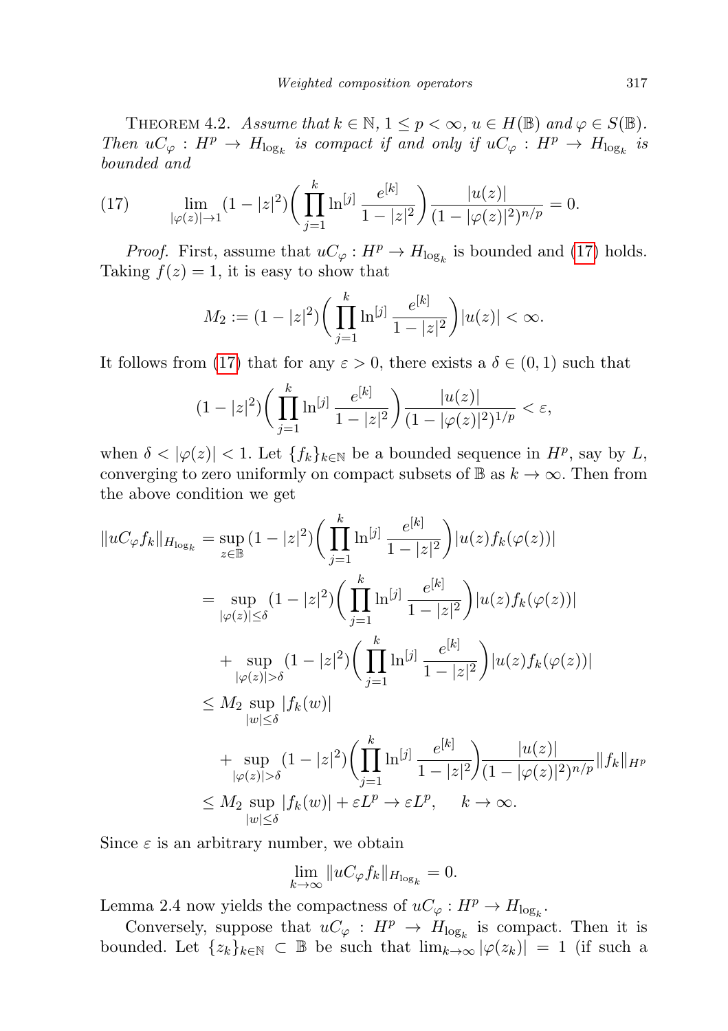Theorem 4.2. *Assume that $k \in \mathbb{N}$, $1 \le p < \infty$, $u \in H(\mathbb{B})$ and $\varphi \in S(\mathbb{B})$. Then $uC_\varphi : H^p \to H_{\log_k}$ is compact if and only if $uC_\varphi : H^p \to H_{\log_k}$ is bounded and*

$$\lim_{|\varphi(z)|\to 1}(1-|z|^2)\bigg(\prod_{j=1}^{k}\ln^{[j]}\frac{e^{[k]}}{1-|z|^2}\bigg)\frac{|u(z)|}{(1-|\varphi(z)|^2)^{n/p}} = 0. \tag{17}$$

*Proof.* First, assume that $uC_\varphi : H^p \to H_{\log_k}$ is bounded and (17) holds. Taking $f(z) = 1$, it is easy to show that

$$M_2 := (1-|z|^2)\bigg(\prod_{j=1}^{k}\ln^{[j]}\frac{e^{[k]}}{1-|z|^2}\bigg)|u(z)| < \infty.$$

It follows from (17) that for any $\varepsilon > 0$, there exists a $\delta \in (0,1)$ such that

$$(1-|z|^2)\bigg(\prod_{j=1}^{k}\ln^{[j]}\frac{e^{[k]}}{1-|z|^2}\bigg)\frac{|u(z)|}{(1-|\varphi(z)|^2)^{1/p}} < \varepsilon,$$

when $\delta < |\varphi(z)| < 1$. Let $\{f_k\}_{k\in\mathbb{N}}$ be a bounded sequence in $H^p$, say by $L$, converging to zero uniformly on compact subsets of $\mathbb{B}$ as $k \to \infty$. Then from the above condition we get

$$\begin{aligned}
\|uC_\varphi f_k\|_{H_{\log_k}} &= \sup_{z\in\mathbb{B}}(1-|z|^2)\bigg(\prod_{j=1}^{k}\ln^{[j]}\frac{e^{[k]}}{1-|z|^2}\bigg)|u(z)f_k(\varphi(z))| \\
&= \sup_{|\varphi(z)|\le\delta}(1-|z|^2)\bigg(\prod_{j=1}^{k}\ln^{[j]}\frac{e^{[k]}}{1-|z|^2}\bigg)|u(z)f_k(\varphi(z))| \\
&\quad + \sup_{|\varphi(z)|>\delta}(1-|z|^2)\bigg(\prod_{j=1}^{k}\ln^{[j]}\frac{e^{[k]}}{1-|z|^2}\bigg)|u(z)f_k(\varphi(z))| \\
&\le M_2\sup_{|w|\le\delta}|f_k(w)| \\
&\quad + \sup_{|\varphi(z)|>\delta}(1-|z|^2)\bigg(\prod_{j=1}^{k}\ln^{[j]}\frac{e^{[k]}}{1-|z|^2}\bigg)\frac{|u(z)|}{(1-|\varphi(z)|^2)^{n/p}}\|f_k\|_{H^p} \\
&\le M_2\sup_{|w|\le\delta}|f_k(w)| + \varepsilon L^p \to \varepsilon L^p, \quad k\to\infty.
\end{aligned}$$

Since $\varepsilon$ is an arbitrary number, we obtain

$$\lim_{k\to\infty}\|uC_\varphi f_k\|_{H_{\log_k}} = 0.$$

Lemma 2.4 now yields the compactness of $uC_\varphi : H^p \to H_{\log_k}$.

Conversely, suppose that $uC_\varphi : H^p \to H_{\log_k}$ is compact. Then it is bounded. Let $\{z_k\}_{k\in\mathbb{N}} \subset \mathbb{B}$ be such that $\lim_{k\to\infty}|\varphi(z_k)| = 1$ (if such a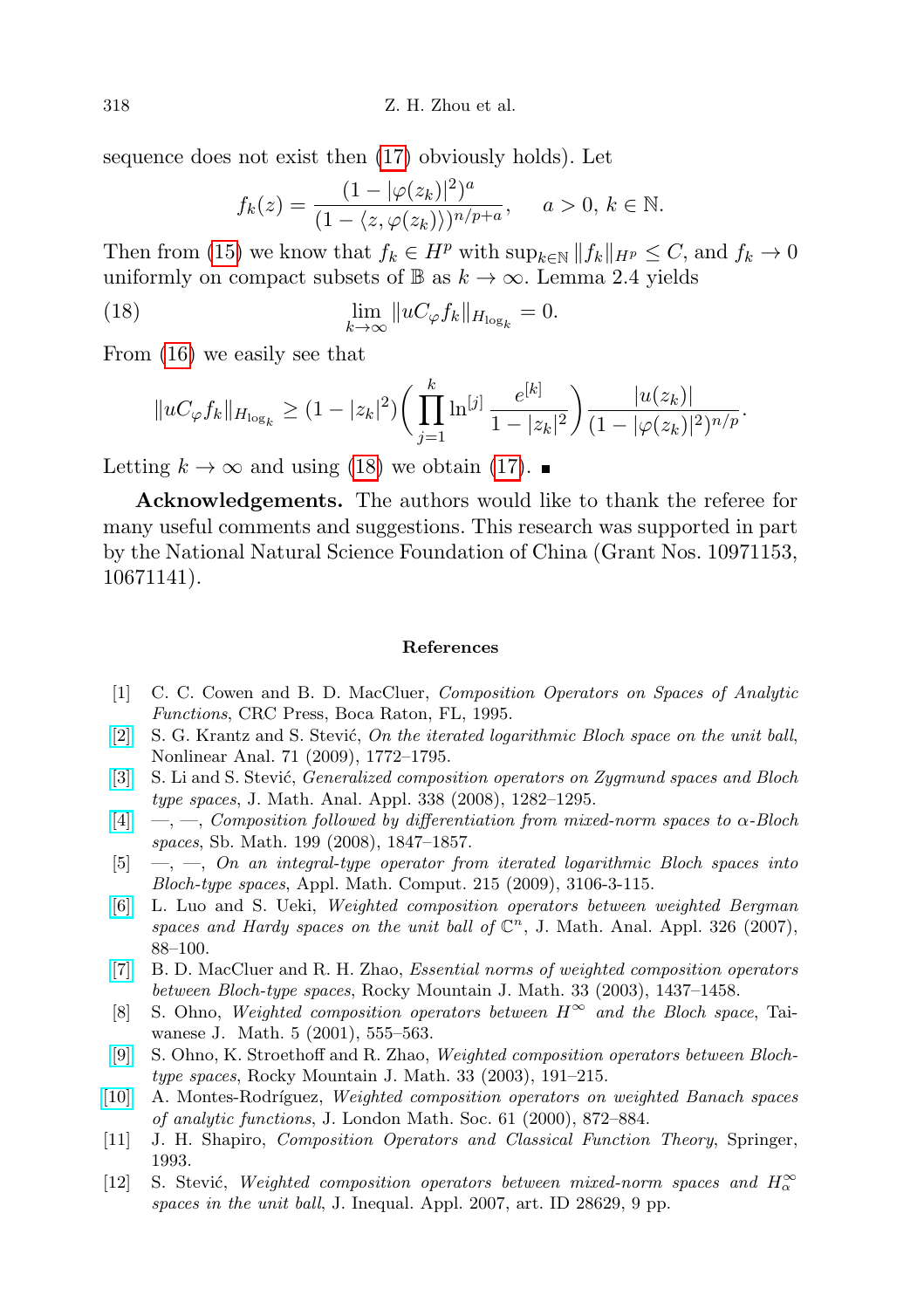sequence does not exist then (17) obviously holds). Let

$$f_k(z) = \frac{(1 - |\varphi(z_k)|^2)^a}{(1 - \langle z, \varphi(z_k)\rangle)^{n/p+a}}, \quad a > 0,\ k \in \mathbb{N}.$$

Then from (15) we know that $f_k \in H^p$ with $\sup_{k\in\mathbb{N}} \|f_k\|_{H^p} \le C$, and $f_k \to 0$ uniformly on compact subsets of $\mathbb{B}$ as $k \to \infty$. Lemma 2.4 yields

$$\lim_{k\to\infty} \|uC_\varphi f_k\|_{H_{\log_k}} = 0. \tag{18}$$

From (16) we easily see that

$$\|uC_\varphi f_k\|_{H_{\log_k}} \ge (1 - |z_k|^2)\bigg(\prod_{j=1}^{k} \ln^{[j]} \frac{e^{[k]}}{1 - |z_k|^2}\bigg) \frac{|u(z_k)|}{(1 - |\varphi(z_k)|^2)^{n/p}}.$$

Letting $k \to \infty$ and using (18) we obtain (17). ∎

**Acknowledgements.** The authors would like to thank the referee for many useful comments and suggestions. This research was supported in part by the National Natural Science Foundation of China (Grant Nos. 10971153, 10671141).

## References

[1] C. C. Cowen and B. D. MacCluer, *Composition Operators on Spaces of Analytic Functions*, CRC Press, Boca Raton, FL, 1995.

[2] S. G. Krantz and S. Stević, *On the iterated logarithmic Bloch space on the unit ball*, Nonlinear Anal. 71 (2009), 1772–1795.

[3] S. Li and S. Stević, *Generalized composition operators on Zygmund spaces and Bloch type spaces*, J. Math. Anal. Appl. 338 (2008), 1282–1295.

[4] —, —, *Composition followed by differentiation from mixed-norm spaces to α-Bloch spaces*, Sb. Math. 199 (2008), 1847–1857.

[5] —, —, *On an integral-type operator from iterated logarithmic Bloch spaces into Bloch-type spaces*, Appl. Math. Comput. 215 (2009), 3106-3-115.

[6] L. Luo and S. Ueki, *Weighted composition operators between weighted Bergman spaces and Hardy spaces on the unit ball of $\mathbb{C}^n$*, J. Math. Anal. Appl. 326 (2007), 88–100.

[7] B. D. MacCluer and R. H. Zhao, *Essential norms of weighted composition operators between Bloch-type spaces*, Rocky Mountain J. Math. 33 (2003), 1437–1458.

[8] S. Ohno, *Weighted composition operators between $H^\infty$ and the Bloch space*, Taiwanese J. Math. 5 (2001), 555–563.

[9] S. Ohno, K. Stroethoff and R. Zhao, *Weighted composition operators between Bloch-type spaces*, Rocky Mountain J. Math. 33 (2003), 191–215.

[10] A. Montes-Rodríguez, *Weighted composition operators on weighted Banach spaces of analytic functions*, J. London Math. Soc. 61 (2000), 872–884.

[11] J. H. Shapiro, *Composition Operators and Classical Function Theory*, Springer, 1993.

[12] S. Stević, *Weighted composition operators between mixed-norm spaces and $H_\alpha^\infty$ spaces in the unit ball*, J. Inequal. Appl. 2007, art. ID 28629, 9 pp.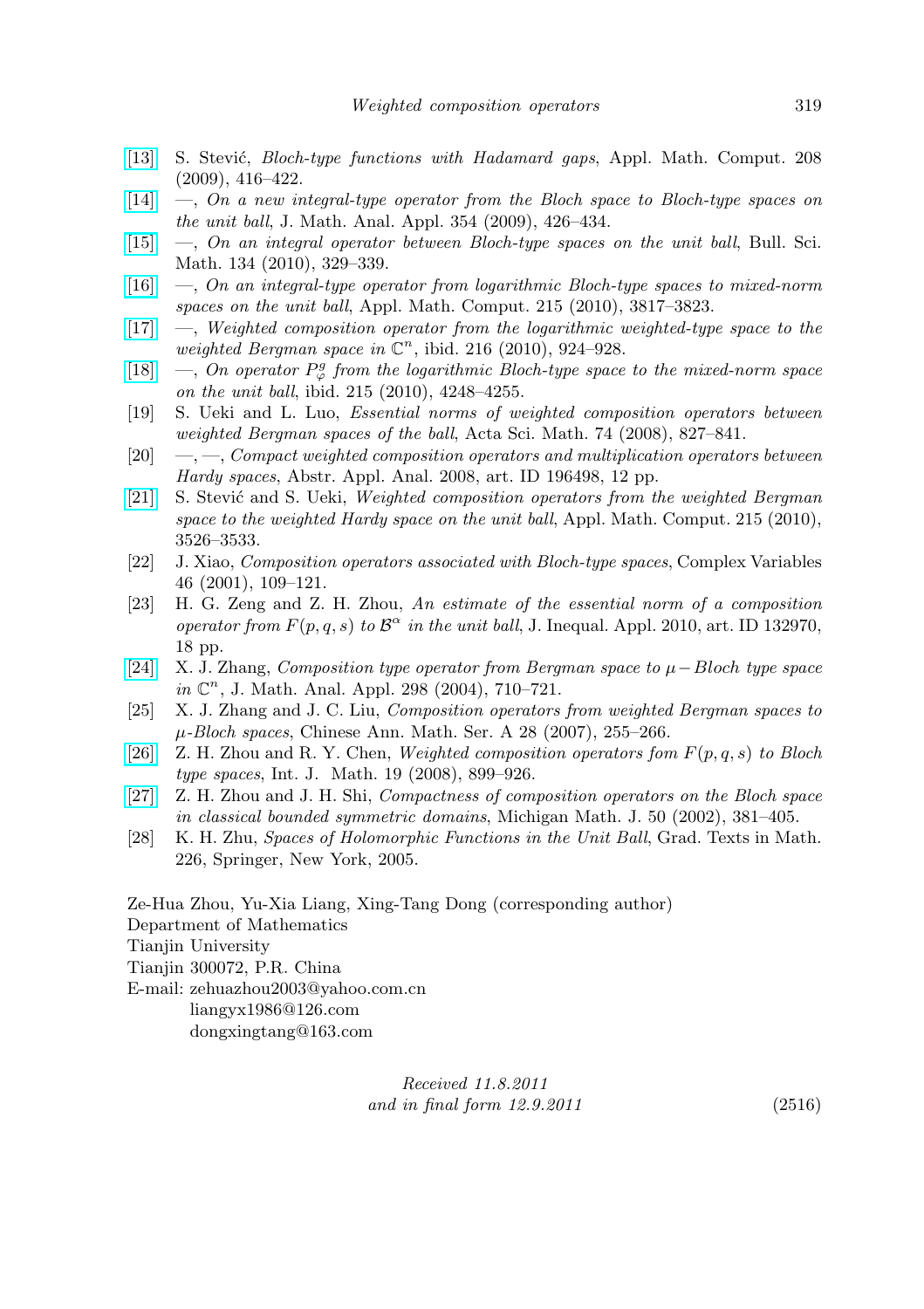[13] S. Stević, *Bloch-type functions with Hadamard gaps*, Appl. Math. Comput. 208 (2009), 416–422.

[14] —, *On a new integral-type operator from the Bloch space to Bloch-type spaces on the unit ball*, J. Math. Anal. Appl. 354 (2009), 426–434.

[15] —, *On an integral operator between Bloch-type spaces on the unit ball*, Bull. Sci. Math. 134 (2010), 329–339.

[16] —, *On an integral-type operator from logarithmic Bloch-type spaces to mixed-norm spaces on the unit ball*, Appl. Math. Comput. 215 (2010), 3817–3823.

[17] —, *Weighted composition operator from the logarithmic weighted-type space to the weighted Bergman space in* $\mathbb{C}^n$, ibid. 216 (2010), 924–928.

[18] —, *On operator* $P_\varphi^g$ *from the logarithmic Bloch-type space to the mixed-norm space on the unit ball*, ibid. 215 (2010), 4248–4255.

[19] S. Ueki and L. Luo, *Essential norms of weighted composition operators between weighted Bergman spaces of the ball*, Acta Sci. Math. 74 (2008), 827–841.

[20] —, —, *Compact weighted composition operators and multiplication operators between Hardy spaces*, Abstr. Appl. Anal. 2008, art. ID 196498, 12 pp.

[21] S. Stević and S. Ueki, *Weighted composition operators from the weighted Bergman space to the weighted Hardy space on the unit ball*, Appl. Math. Comput. 215 (2010), 3526–3533.

[22] J. Xiao, *Composition operators associated with Bloch-type spaces*, Complex Variables 46 (2001), 109–121.

[23] H. G. Zeng and Z. H. Zhou, *An estimate of the essential norm of a composition operator from* $F(p,q,s)$ *to* $\mathcal{B}^\alpha$ *in the unit ball*, J. Inequal. Appl. 2010, art. ID 132970, 18 pp.

[24] X. J. Zhang, *Composition type operator from Bergman space to* $\mu-$*Bloch type space in* $\mathbb{C}^n$, J. Math. Anal. Appl. 298 (2004), 710–721.

[25] X. J. Zhang and J. C. Liu, *Composition operators from weighted Bergman spaces to* $\mu$*-Bloch spaces*, Chinese Ann. Math. Ser. A 28 (2007), 255–266.

[26] Z. H. Zhou and R. Y. Chen, *Weighted composition operators fom* $F(p,q,s)$ *to Bloch type spaces*, Int. J. Math. 19 (2008), 899–926.

[27] Z. H. Zhou and J. H. Shi, *Compactness of composition operators on the Bloch space in classical bounded symmetric domains*, Michigan Math. J. 50 (2002), 381–405.

[28] K. H. Zhu, *Spaces of Holomorphic Functions in the Unit Ball*, Grad. Texts in Math. 226, Springer, New York, 2005.

Ze-Hua Zhou, Yu-Xia Liang, Xing-Tang Dong (corresponding author)
Department of Mathematics
Tianjin University
Tianjin 300072, P.R. China
E-mail: zehuazhou2003@yahoo.com.cn
liangyx1986@126.com
dongxingtang@163.com

*Received 11.8.2011*
*and in final form 12.9.2011* (2516)